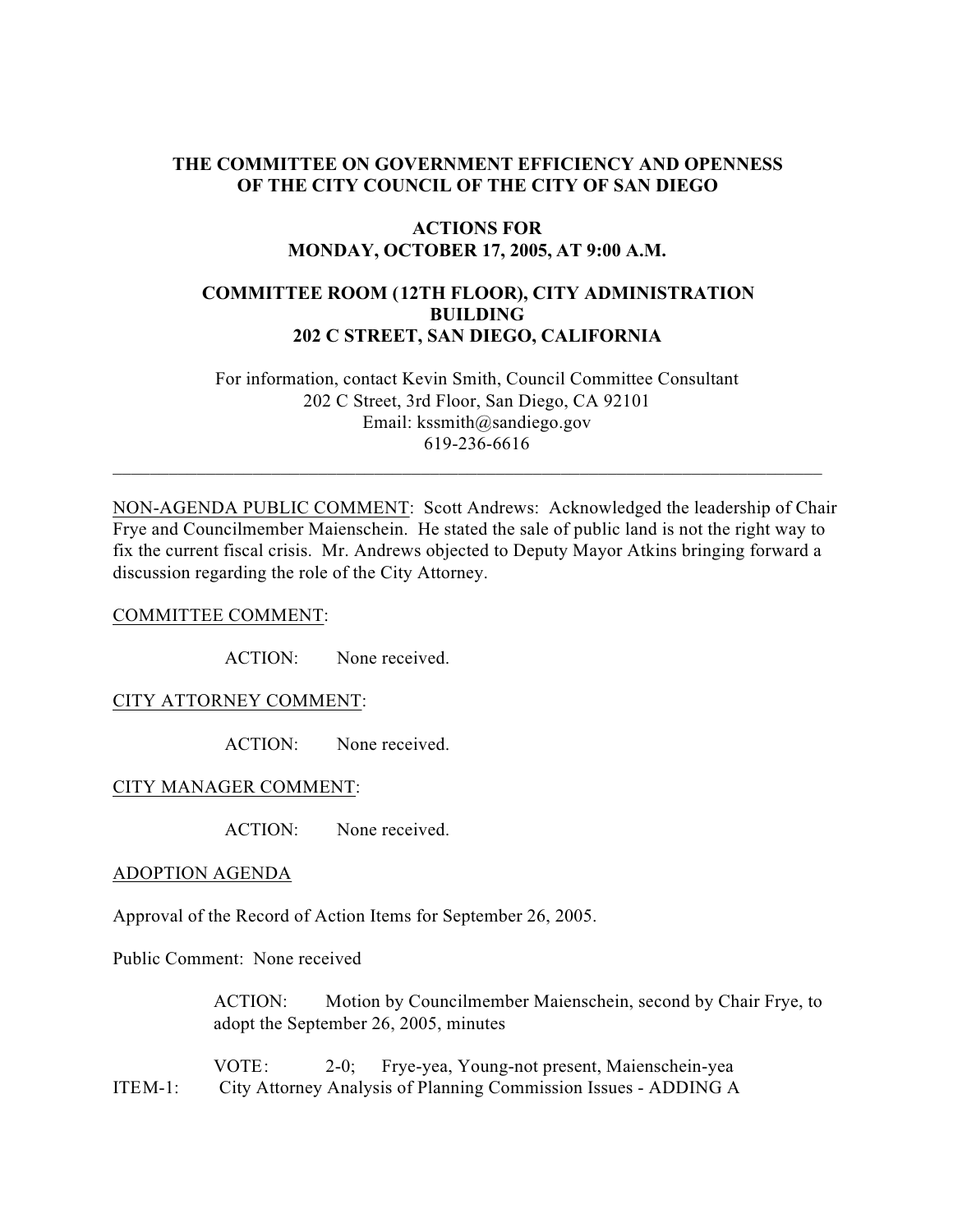# THE COMMITTEE ON GOVERNMENT EFFICIENCY AND OPENNESS OF THE CITY COUNCIL OF THE CITY OF SAN DIEGO

## ACTIONS FOR MONDAY, OCTOBER 17, 2005, AT 9:00 A.M.

## COMMITTEE ROOM (12TH FLOOR), CITY ADMINISTRATION BUILDING 202 C STREET, SAN DIEGO, CALIFORNIA

For information, contact Kevin Smith, Council Committee Consultant
202 C Street, 3rd Floor, San Diego, CA 92101
Email: kssmith@sandiego.gov
619-236-6616

---

NON-AGENDA PUBLIC COMMENT: Scott Andrews: Acknowledged the leadership of Chair Frye and Councilmember Maienschein. He stated the sale of public land is not the right way to fix the current fiscal crisis. Mr. Andrews objected to Deputy Mayor Atkins bringing forward a discussion regarding the role of the City Attorney.

COMMITTEE COMMENT:

ACTION: None received.

CITY ATTORNEY COMMENT:

ACTION: None received.

CITY MANAGER COMMENT:

ACTION: None received.

ADOPTION AGENDA

Approval of the Record of Action Items for September 26, 2005.

Public Comment: None received

ACTION: Motion by Councilmember Maienschein, second by Chair Frye, to adopt the September 26, 2005, minutes

VOTE: 2-0; Frye-yea, Young-not present, Maienschein-yea

ITEM-1: City Attorney Analysis of Planning Commission Issues - ADDING A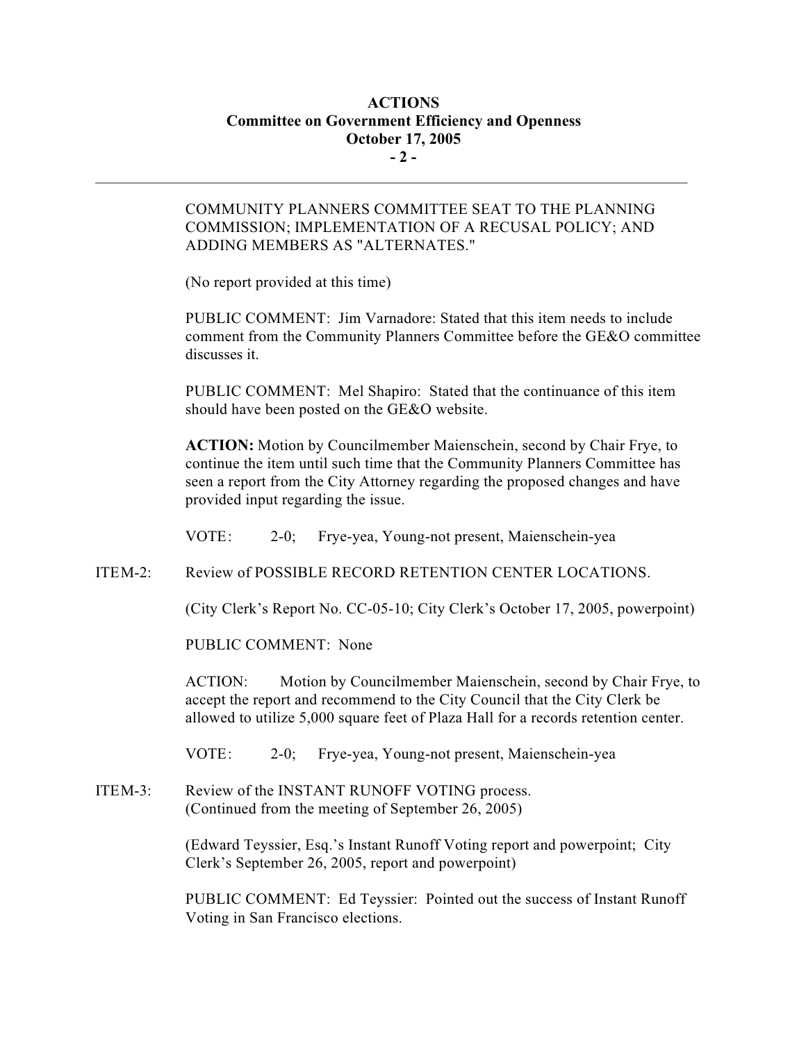COMMUNITY PLANNERS COMMITTEE SEAT TO THE PLANNING COMMISSION; IMPLEMENTATION OF A RECUSAL POLICY; AND ADDING MEMBERS AS "ALTERNATES."

(No report provided at this time)

PUBLIC COMMENT: Jim Varnadore: Stated that this item needs to include comment from the Community Planners Committee before the GE&O committee discusses it.

PUBLIC COMMENT: Mel Shapiro: Stated that the continuance of this item should have been posted on the GE&O website.

**ACTION:** Motion by Councilmember Maienschein, second by Chair Frye, to continue the item until such time that the Community Planners Committee has seen a report from the City Attorney regarding the proposed changes and have provided input regarding the issue.

VOTE: 2-0; Frye-yea, Young-not present, Maienschein-yea

ITEM-2: Review of POSSIBLE RECORD RETENTION CENTER LOCATIONS.

(City Clerk's Report No. CC-05-10; City Clerk's October 17, 2005, powerpoint)

PUBLIC COMMENT: None

ACTION: Motion by Councilmember Maienschein, second by Chair Frye, to accept the report and recommend to the City Council that the City Clerk be allowed to utilize 5,000 square feet of Plaza Hall for a records retention center.

VOTE: 2-0; Frye-yea, Young-not present, Maienschein-yea

ITEM-3: Review of the INSTANT RUNOFF VOTING process.
(Continued from the meeting of September 26, 2005)

(Edward Teyssier, Esq.'s Instant Runoff Voting report and powerpoint; City Clerk's September 26, 2005, report and powerpoint)

PUBLIC COMMENT: Ed Teyssier: Pointed out the success of Instant Runoff Voting in San Francisco elections.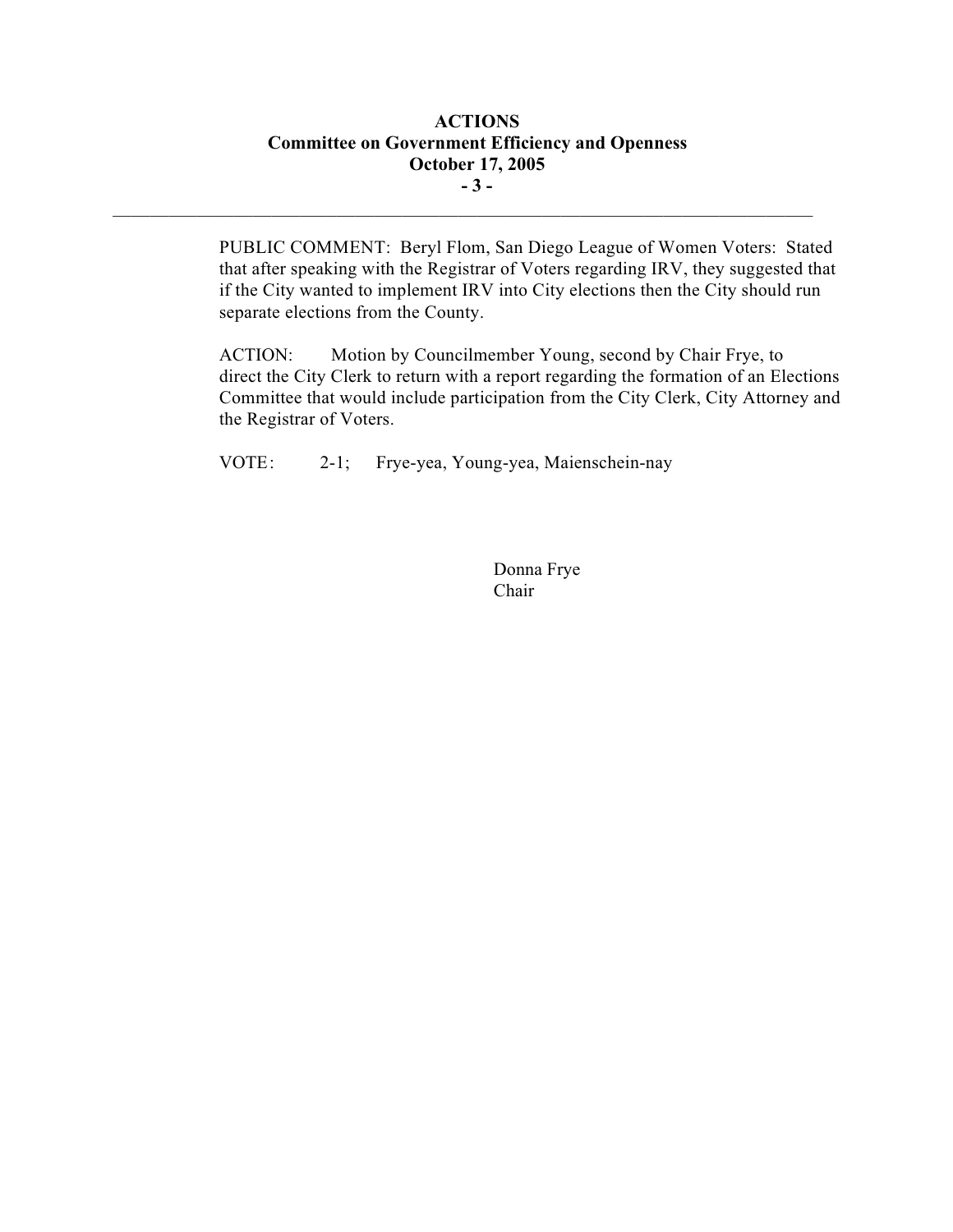PUBLIC COMMENT: Beryl Flom, San Diego League of Women Voters: Stated that after speaking with the Registrar of Voters regarding IRV, they suggested that if the City wanted to implement IRV into City elections then the City should run separate elections from the County.

ACTION: Motion by Councilmember Young, second by Chair Frye, to direct the City Clerk to return with a report regarding the formation of an Elections Committee that would include participation from the City Clerk, City Attorney and the Registrar of Voters.

VOTE: 2-1; Frye-yea, Young-yea, Maienschein-nay

Donna Frye
Chair